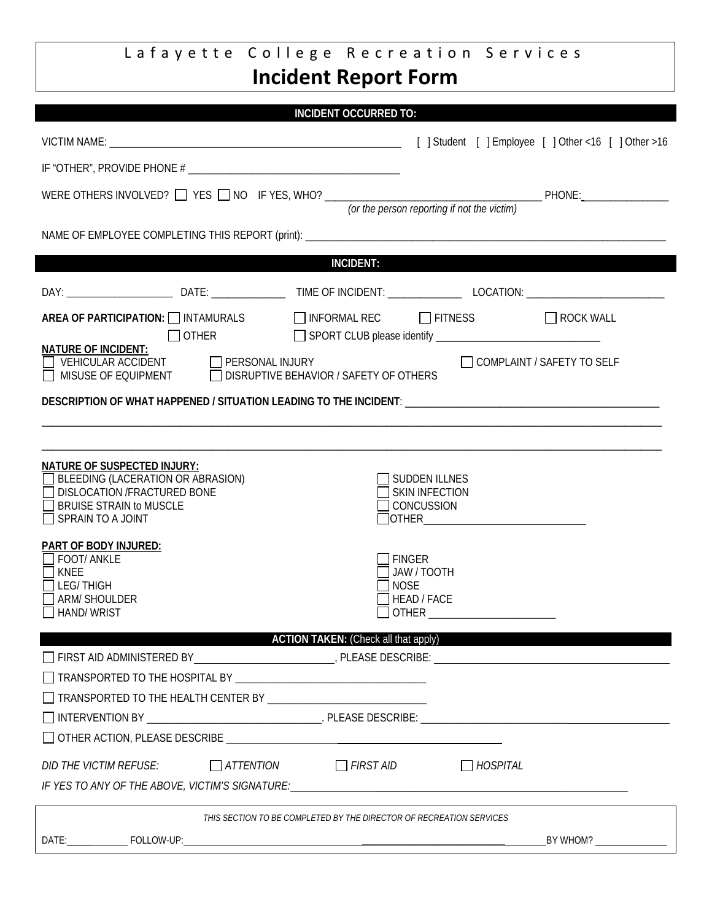# Lafayette College Recreation Services

# Incident Report Form

**INCIDENT OCCURRED TO:**

VICTIM NAME: ______________________________ [ ] Student [ ] Employee [ ] Other <16 [ ] Other >16

IF "OTHER", PROVIDE PHONE # ______________________________

WERE OTHERS INVOLVED? ☐ YES ☐ NO IF YES, WHO? ______________________________ PHONE: ________________
*(or the person reporting if not the victim)*

NAME OF EMPLOYEE COMPLETING THIS REPORT (print): ______________________________

**INCIDENT:**

DAY: ____________ DATE: ____________ TIME OF INCIDENT: ____________ LOCATION: ____________

**AREA OF PARTICIPATION:** ☐ INTAMURALS ☐ INFORMAL REC ☐ FITNESS ☐ ROCK WALL
☐ OTHER ☐ SPORT CLUB please identify ______________________________

**NATURE OF INCIDENT:**

☐ VEHICULAR ACCIDENT ☐ PERSONAL INJURY ☐ COMPLAINT / SAFETY TO SELF
☐ MISUSE OF EQUIPMENT ☐ DISRUPTIVE BEHAVIOR / SAFETY OF OTHERS

**DESCRIPTION OF WHAT HAPPENED / SITUATION LEADING TO THE INCIDENT**: ______________________________

______________________________________________________________________________

______________________________________________________________________________

**NATURE OF SUSPECTED INJURY:**

☐ BLEEDING (LACERATION OR ABRASION)
☐ DISLOCATION /FRACTURED BONE
☐ BRUISE STRAIN to MUSCLE
☐ SPRAIN TO A JOINT
☐ SUDDEN ILLNES
☐ SKIN INFECTION
☐ CONCUSSION
☐ OTHER ______________________________

**PART OF BODY INJURED:**

☐ FOOT/ ANKLE
☐ KNEE
☐ LEG/ THIGH
☐ ARM/ SHOULDER
☐ HAND/ WRIST
☐ FINGER
☐ JAW / TOOTH
☐ NOSE
☐ HEAD / FACE
☐ OTHER ______________________________

**ACTION TAKEN:** (Check all that apply)

☐ FIRST AID ADMINISTERED BY ______________________________, PLEASE DESCRIBE: ______________________________

☐ TRANSPORTED TO THE HOSPITAL BY ______________________________

☐ TRANSPORTED TO THE HEALTH CENTER BY ______________________________

☐ INTERVENTION BY ______________________________. PLEASE DESCRIBE: ______________________________

☐ OTHER ACTION, PLEASE DESCRIBE ______________________________

*DID THE VICTIM REFUSE:* ☐ *ATTENTION* ☐ *FIRST AID* ☐ *HOSPITAL*

*IF YES TO ANY OF THE ABOVE, VICTIM'S SIGNATURE:* ______________________________

*THIS SECTION TO BE COMPLETED BY THE DIRECTOR OF RECREATION SERVICES*

DATE: ____________ FOLLOW-UP: ______________________________ BY WHOM? ____________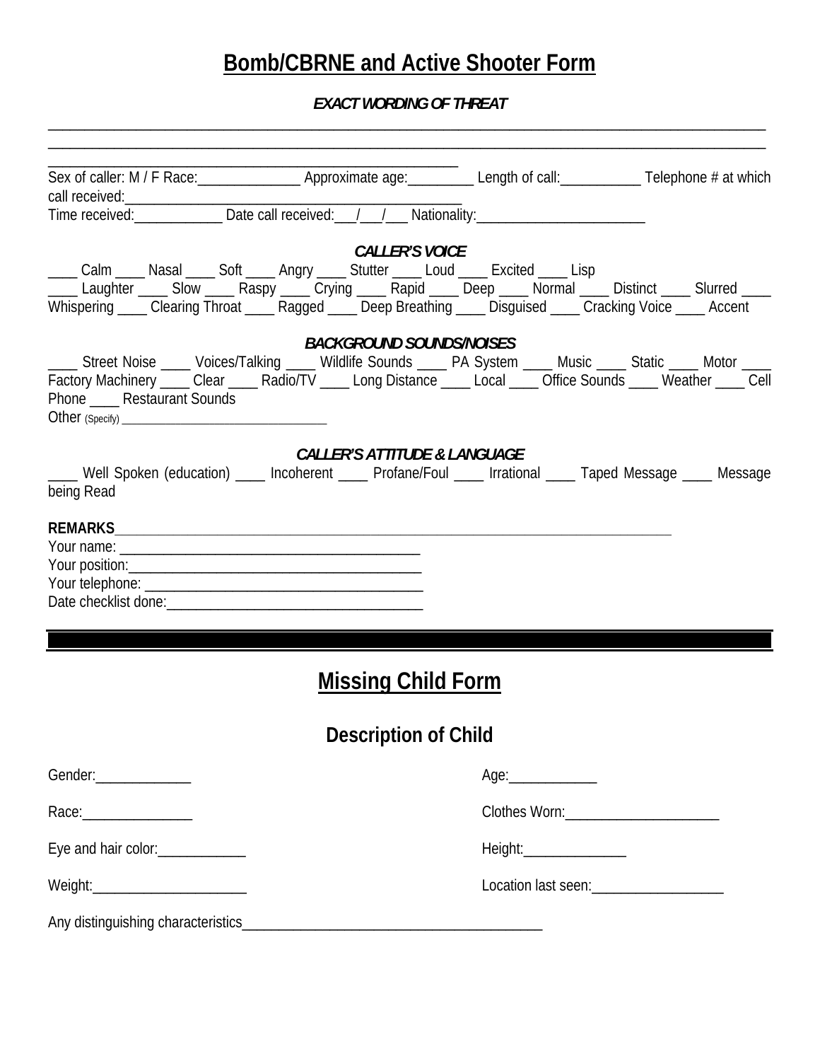# Bomb/CBRNE and Active Shooter Form

***EXACT WORDING OF THREAT***

______________________________________________________________________________________________

______________________________________________________________________________________________

_____________________________________________________

Sex of caller: M / F Race:______________ Approximate age:_________ Length of call:___________ Telephone # at which call received:_____________________________________________

Time received:____________ Date call received:___/___/___ Nationality:________________________

***CALLER'S VOICE***

____ Calm ____ Nasal ____ Soft ____ Angry ____ Stutter ____ Loud ____ Excited ____ Lisp ____ Laughter ____ Slow ____ Raspy ____ Crying ____ Rapid ____ Deep ____ Normal ____ Distinct ____ Slurred ____ Whispering ____ Clearing Throat ____ Ragged ____ Deep Breathing ____ Disguised ____ Cracking Voice ____ Accent

***BACKGROUND SOUNDS/NOISES***

____ Street Noise ____ Voices/Talking ____ Wildlife Sounds ____ PA System ____ Music ____ Static ____ Motor ____ Factory Machinery ____ Clear ____ Radio/TV ____ Long Distance ____ Local ____ Office Sounds ____ Weather ____ Cell Phone ____ Restaurant Sounds

Other (Specify) ________________________________

***CALLER'S ATTITUDE & LANGUAGE***

____ Well Spoken (education) ____ Incoherent ____ Profane/Foul ____ Irrational ____ Taped Message ____ Message being Read

**REMARKS**__________________________________________________________________________

Your name: ________________________________________

Your position:_______________________________________

Your telephone: _____________________________________

Date checklist done:__________________________________

---

# Missing Child Form

## Description of Child

Gender:_____________

Age:____________

Race:_______________

Clothes Worn:_____________________

Eye and hair color:____________

Height:______________

Weight:_____________________

Location last seen:__________________

Any distinguishing characteristics__________________________________________